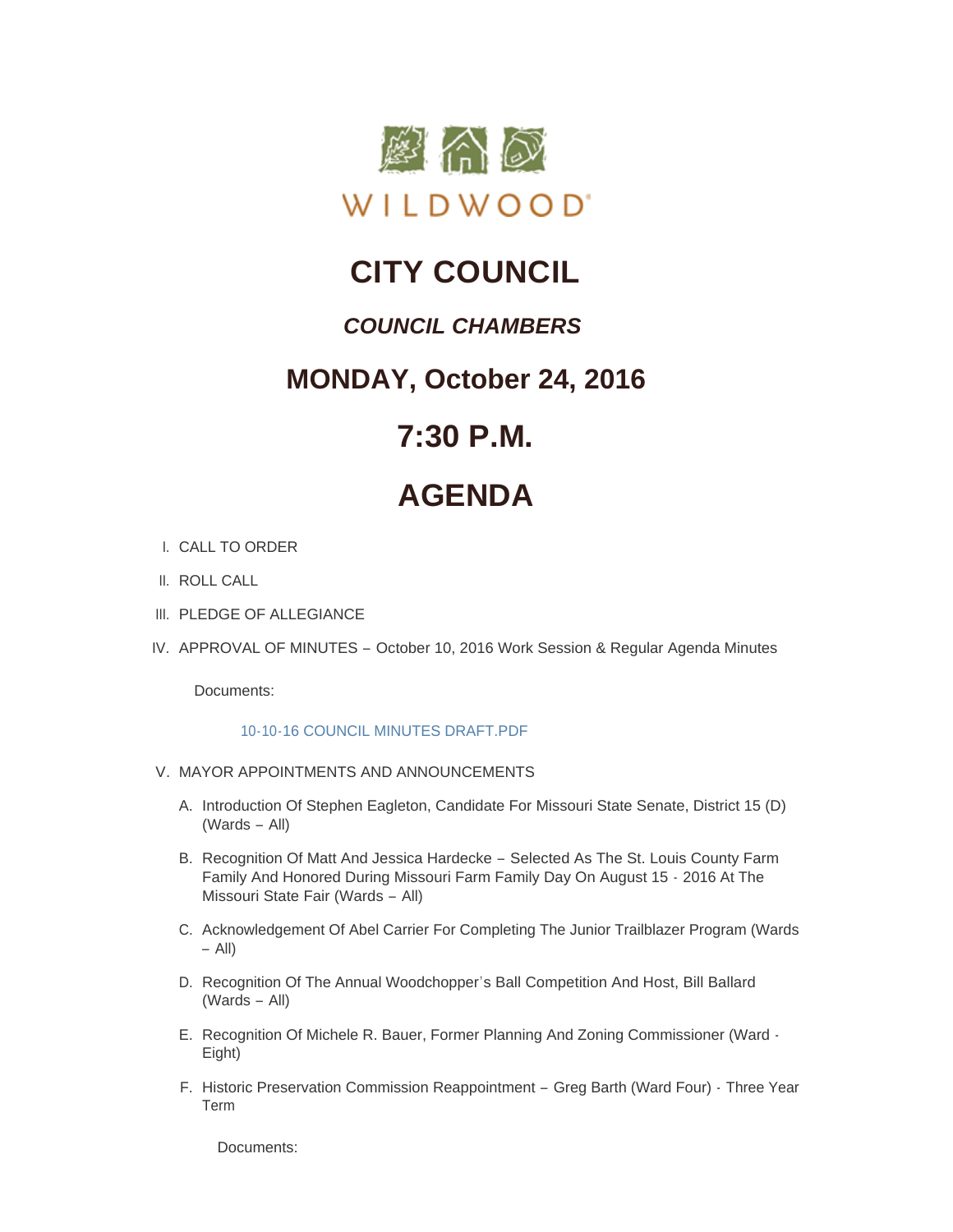WILDWOOD

# CITY COUNCIL

## *COUNCIL CHAMBERS*

## MONDAY, October 24, 2016

## 7:30 P.M.

## AGENDA

I. CALL TO ORDER

II. ROLL CALL

III. PLEDGE OF ALLEGIANCE

IV. APPROVAL OF MINUTES – October 10, 2016 Work Session & Regular Agenda Minutes

Documents:

10-10-16 COUNCIL MINUTES DRAFT.PDF

V. MAYOR APPOINTMENTS AND ANNOUNCEMENTS

A. Introduction Of Stephen Eagleton, Candidate For Missouri State Senate, District 15 (D) (Wards – All)

B. Recognition Of Matt And Jessica Hardecke – Selected As The St. Louis County Farm Family And Honored During Missouri Farm Family Day On August 15 - 2016 At The Missouri State Fair (Wards – All)

C. Acknowledgement Of Abel Carrier For Completing The Junior Trailblazer Program (Wards – All)

D. Recognition Of The Annual Woodchopper's Ball Competition And Host, Bill Ballard (Wards – All)

E. Recognition Of Michele R. Bauer, Former Planning And Zoning Commissioner (Ward - Eight)

F. Historic Preservation Commission Reappointment – Greg Barth (Ward Four) - Three Year Term

Documents: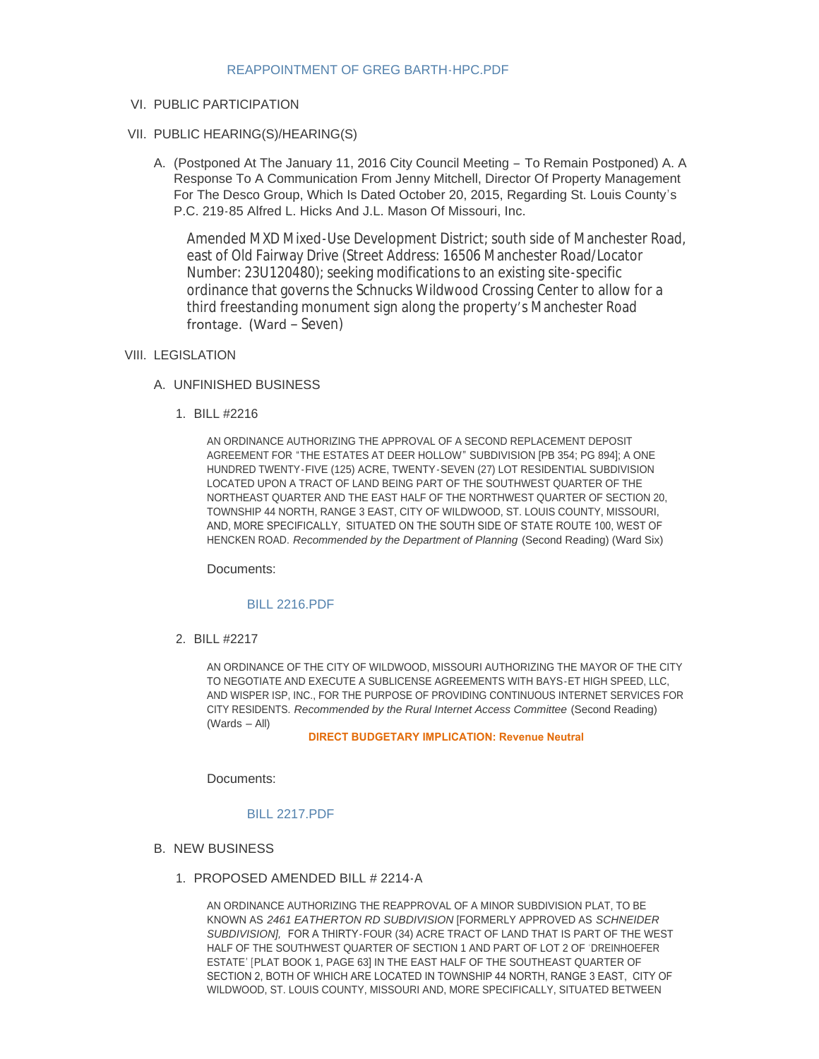REAPPOINTMENT OF GREG BARTH-HPC.PDF

VI. PUBLIC PARTICIPATION

VII. PUBLIC HEARING(S)/HEARING(S)

A. (Postponed At The January 11, 2016 City Council Meeting – To Remain Postponed) A. A Response To A Communication From Jenny Mitchell, Director Of Property Management For The Desco Group, Which Is Dated October 20, 2015, Regarding St. Louis County's P.C. 219-85 Alfred L. Hicks And J.L. Mason Of Missouri, Inc.

Amended MXD Mixed-Use Development District; south side of Manchester Road, east of Old Fairway Drive (Street Address: 16506 Manchester Road/Locator Number: 23U120480); seeking modifications to an existing site-specific ordinance that governs the Schnucks Wildwood Crossing Center to allow for a third freestanding monument sign along the property's Manchester Road frontage. (Ward – Seven)

VIII. LEGISLATION

A. UNFINISHED BUSINESS

1. BILL #2216

AN ORDINANCE AUTHORIZING THE APPROVAL OF A SECOND REPLACEMENT DEPOSIT AGREEMENT FOR "THE ESTATES AT DEER HOLLOW" SUBDIVISION [PB 354; PG 894]; A ONE HUNDRED TWENTY-FIVE (125) ACRE, TWENTY-SEVEN (27) LOT RESIDENTIAL SUBDIVISION LOCATED UPON A TRACT OF LAND BEING PART OF THE SOUTHWEST QUARTER OF THE NORTHEAST QUARTER AND THE EAST HALF OF THE NORTHWEST QUARTER OF SECTION 20, TOWNSHIP 44 NORTH, RANGE 3 EAST, CITY OF WILDWOOD, ST. LOUIS COUNTY, MISSOURI, AND, MORE SPECIFICALLY, SITUATED ON THE SOUTH SIDE OF STATE ROUTE 100, WEST OF HENCKEN ROAD. *Recommended by the Department of Planning* (Second Reading) (Ward Six)

Documents:

BILL 2216.PDF

2. BILL #2217

AN ORDINANCE OF THE CITY OF WILDWOOD, MISSOURI AUTHORIZING THE MAYOR OF THE CITY TO NEGOTIATE AND EXECUTE A SUBLICENSE AGREEMENTS WITH BAYS-ET HIGH SPEED, LLC, AND WISPER ISP, INC., FOR THE PURPOSE OF PROVIDING CONTINUOUS INTERNET SERVICES FOR CITY RESIDENTS. *Recommended by the Rural Internet Access Committee* (Second Reading) (Wards – All)

**DIRECT BUDGETARY IMPLICATION: Revenue Neutral**

Documents:

BILL 2217.PDF

B. NEW BUSINESS

1. PROPOSED AMENDED BILL # 2214-A

AN ORDINANCE AUTHORIZING THE REAPPROVAL OF A MINOR SUBDIVISION PLAT, TO BE KNOWN AS *2461 EATHERTON RD SUBDIVISION* [FORMERLY APPROVED AS *SCHNEIDER SUBDIVISION],* FOR A THIRTY-FOUR (34) ACRE TRACT OF LAND THAT IS PART OF THE WEST HALF OF THE SOUTHWEST QUARTER OF SECTION 1 AND PART OF LOT 2 OF 'DREINHOEFER ESTATE' [PLAT BOOK 1, PAGE 63] IN THE EAST HALF OF THE SOUTHEAST QUARTER OF SECTION 2, BOTH OF WHICH ARE LOCATED IN TOWNSHIP 44 NORTH, RANGE 3 EAST, CITY OF WILDWOOD, ST. LOUIS COUNTY, MISSOURI AND, MORE SPECIFICALLY, SITUATED BETWEEN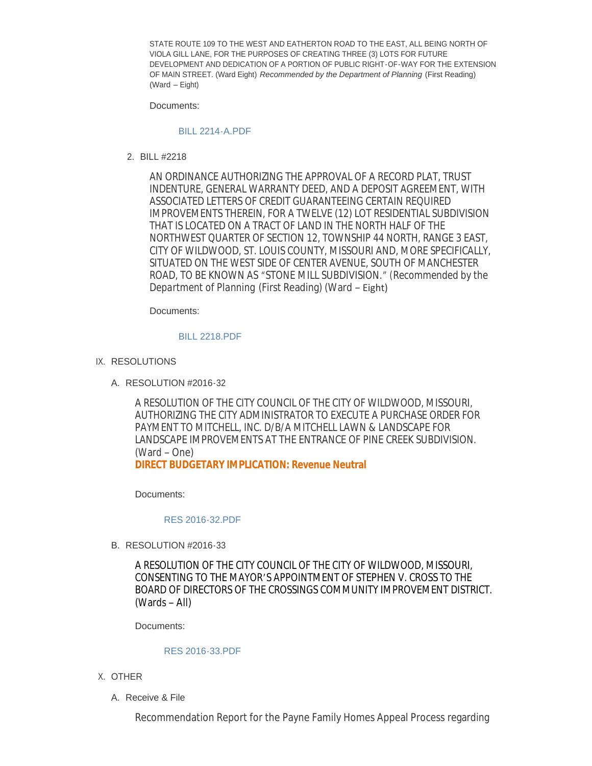STATE ROUTE 109 TO THE WEST AND EATHERTON ROAD TO THE EAST, ALL BEING NORTH OF VIOLA GILL LANE, FOR THE PURPOSES OF CREATING THREE (3) LOTS FOR FUTURE DEVELOPMENT AND DEDICATION OF A PORTION OF PUBLIC RIGHT-OF-WAY FOR THE EXTENSION OF MAIN STREET. (Ward Eight) *Recommended by the Department of Planning* (First Reading) (Ward – Eight)

Documents:

BILL 2214-A.PDF

2. BILL #2218

AN ORDINANCE AUTHORIZING THE APPROVAL OF A RECORD PLAT, TRUST INDENTURE, GENERAL WARRANTY DEED, AND A DEPOSIT AGREEMENT, WITH ASSOCIATED LETTERS OF CREDIT GUARANTEEING CERTAIN REQUIRED IMPROVEMENTS THEREIN, FOR A TWELVE (12) LOT RESIDENTIAL SUBDIVISION THAT IS LOCATED ON A TRACT OF LAND IN THE NORTH HALF OF THE NORTHWEST QUARTER OF SECTION 12, TOWNSHIP 44 NORTH, RANGE 3 EAST, CITY OF WILDWOOD, ST. LOUIS COUNTY, MISSOURI AND, MORE SPECIFICALLY, SITUATED ON THE WEST SIDE OF CENTER AVENUE, SOUTH OF MANCHESTER ROAD, TO BE KNOWN AS "STONE MILL SUBDIVISION." (Recommended by the Department of Planning (First Reading) (Ward – Eight)

Documents:

BILL 2218.PDF

IX. RESOLUTIONS

A. RESOLUTION #2016-32

A RESOLUTION OF THE CITY COUNCIL OF THE CITY OF WILDWOOD, MISSOURI, AUTHORIZING THE CITY ADMINISTRATOR TO EXECUTE A PURCHASE ORDER FOR PAYMENT TO MITCHELL, INC. D/B/A MITCHELL LAWN & LANDSCAPE FOR LANDSCAPE IMPROVEMENTS AT THE ENTRANCE OF PINE CREEK SUBDIVISION. (Ward – One)
**DIRECT BUDGETARY IMPLICATION: Revenue Neutral**

Documents:

RES 2016-32.PDF

B. RESOLUTION #2016-33

A RESOLUTION OF THE CITY COUNCIL OF THE CITY OF WILDWOOD, MISSOURI, CONSENTING TO THE MAYOR'S APPOINTMENT OF STEPHEN V. CROSS TO THE BOARD OF DIRECTORS OF THE CROSSINGS COMMUNITY IMPROVEMENT DISTRICT. (Wards – All)

Documents:

RES 2016-33.PDF

X. OTHER

A. Receive & File

Recommendation Report for the Payne Family Homes Appeal Process regarding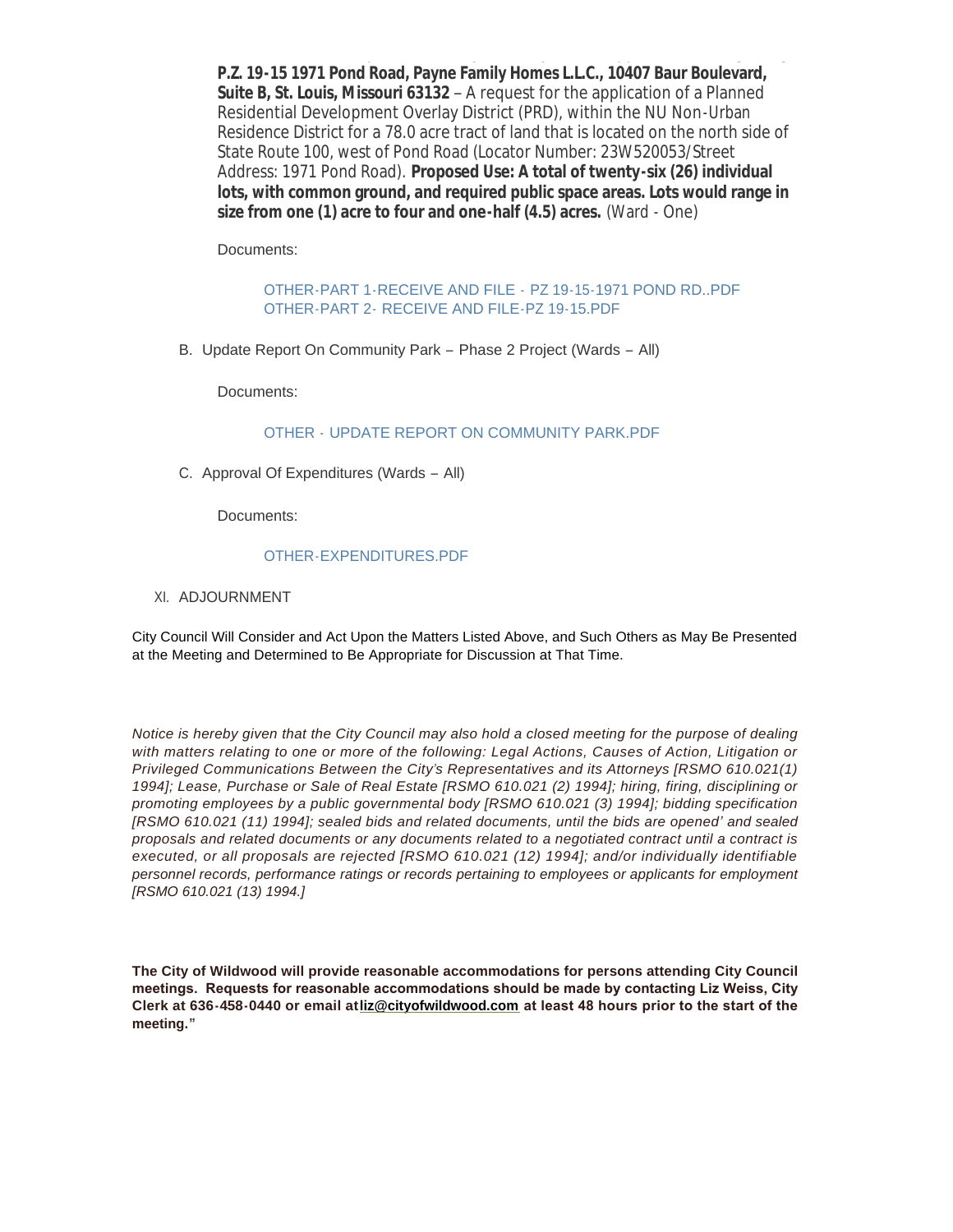**P.Z. 19-15 1971 Pond Road, Payne Family Homes L.L.C., 10407 Baur Boulevard, Suite B, St. Louis, Missouri 63132** – A request for the application of a Planned Residential Development Overlay District (PRD), within the NU Non-Urban Residence District for a 78.0 acre tract of land that is located on the north side of State Route 100, west of Pond Road (Locator Number: 23W520053/Street Address: 1971 Pond Road). **Proposed Use: A total of twenty-six (26) individual lots, with common ground, and required public space areas. Lots would range in size from one (1) acre to four and one-half (4.5) acres.** (Ward - One)

Documents:

OTHER-PART 1-RECEIVE AND FILE - PZ 19-15-1971 POND RD..PDF
OTHER-PART 2- RECEIVE AND FILE-PZ 19-15.PDF

B. Update Report On Community Park – Phase 2 Project (Wards – All)

Documents:

OTHER - UPDATE REPORT ON COMMUNITY PARK.PDF

C. Approval Of Expenditures (Wards – All)

Documents:

OTHER-EXPENDITURES.PDF

XI. ADJOURNMENT

City Council Will Consider and Act Upon the Matters Listed Above, and Such Others as May Be Presented at the Meeting and Determined to Be Appropriate for Discussion at That Time.

*Notice is hereby given that the City Council may also hold a closed meeting for the purpose of dealing with matters relating to one or more of the following: Legal Actions, Causes of Action, Litigation or Privileged Communications Between the City's Representatives and its Attorneys [RSMO 610.021(1) 1994]; Lease, Purchase or Sale of Real Estate [RSMO 610.021 (2) 1994]; hiring, firing, disciplining or promoting employees by a public governmental body [RSMO 610.021 (3) 1994]; bidding specification [RSMO 610.021 (11) 1994]; sealed bids and related documents, until the bids are opened' and sealed proposals and related documents or any documents related to a negotiated contract until a contract is executed, or all proposals are rejected [RSMO 610.021 (12) 1994]; and/or individually identifiable personnel records, performance ratings or records pertaining to employees or applicants for employment [RSMO 610.021 (13) 1994.]*

**The City of Wildwood will provide reasonable accommodations for persons attending City Council meetings. Requests for reasonable accommodations should be made by contacting Liz Weiss, City Clerk at 636-458-0440 or email at liz@cityofwildwood.com at least 48 hours prior to the start of the meeting."**